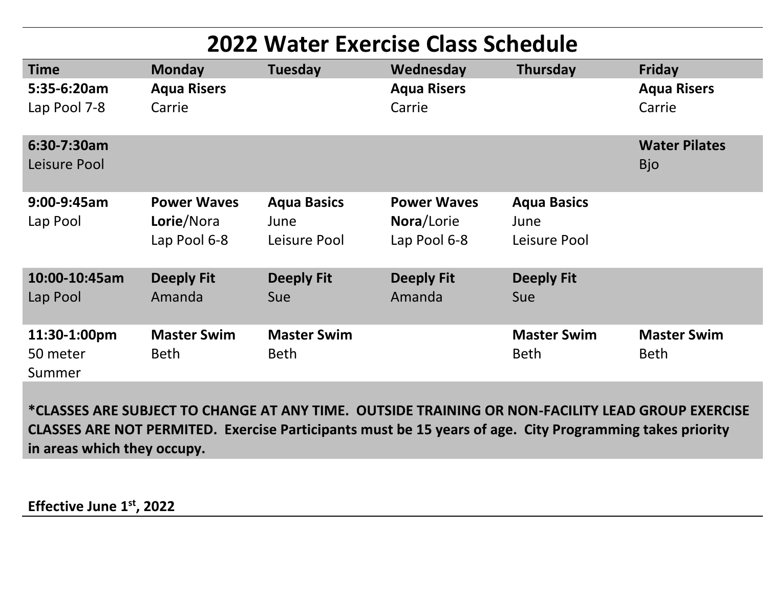# 2022 Water Exercise Class Schedule

| Time | Monday | Tuesday | Wednesday | Thursday | Friday |
|---|---|---|---|---|---|
| **5:35-6:20am** Lap Pool 7-8 | **Aqua Risers** Carrie | | **Aqua Risers** Carrie | | **Aqua Risers** Carrie |
| **6:30-7:30am** Leisure Pool | | | | | **Water Pilates** Bjo |
| **9:00-9:45am** Lap Pool | **Power Waves** **Lorie**/Nora Lap Pool 6-8 | **Aqua Basics** June Leisure Pool | **Power Waves** **Nora**/Lorie Lap Pool 6-8 | **Aqua Basics** June Leisure Pool | |
| **10:00-10:45am** Lap Pool | **Deeply Fit** Amanda | **Deeply Fit** Sue | **Deeply Fit** Amanda | **Deeply Fit** Sue | |
| **11:30-1:00pm** 50 meter Summer | **Master Swim** Beth | **Master Swim** Beth | | **Master Swim** Beth | **Master Swim** Beth |

**\*CLASSES ARE SUBJECT TO CHANGE AT ANY TIME. OUTSIDE TRAINING OR NON-FACILITY LEAD GROUP EXERCISE CLASSES ARE NOT PERMITED. Exercise Participants must be 15 years of age. City Programming takes priority in areas which they occupy.**

**Effective June 1st, 2022**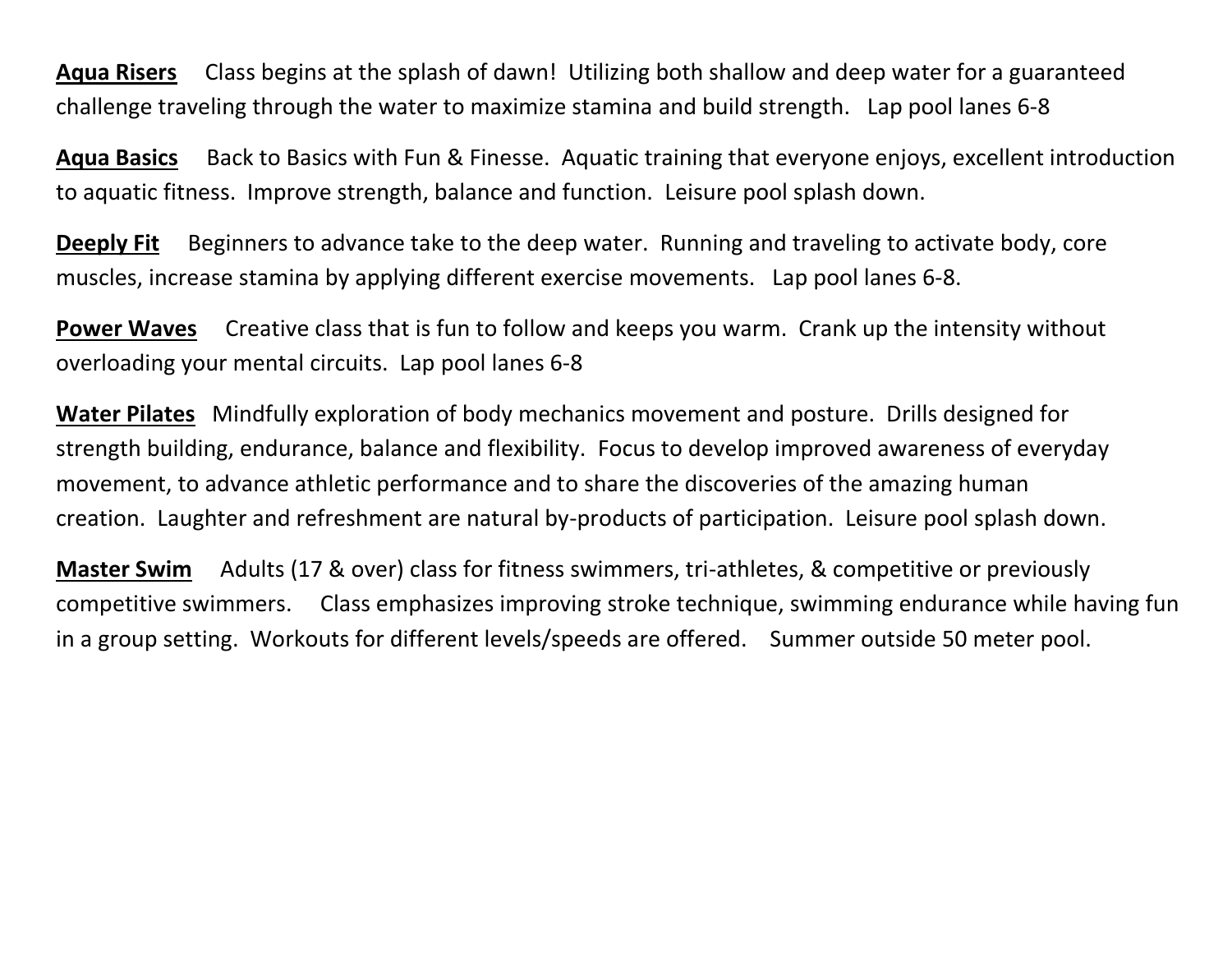**Aqua Risers** Class begins at the splash of dawn! Utilizing both shallow and deep water for a guaranteed challenge traveling through the water to maximize stamina and build strength. Lap pool lanes 6-8

**Aqua Basics** Back to Basics with Fun & Finesse. Aquatic training that everyone enjoys, excellent introduction to aquatic fitness. Improve strength, balance and function. Leisure pool splash down.

**Deeply Fit** Beginners to advance take to the deep water. Running and traveling to activate body, core muscles, increase stamina by applying different exercise movements. Lap pool lanes 6-8.

**Power Waves** Creative class that is fun to follow and keeps you warm. Crank up the intensity without overloading your mental circuits. Lap pool lanes 6-8

**Water Pilates** Mindfully exploration of body mechanics movement and posture. Drills designed for strength building, endurance, balance and flexibility. Focus to develop improved awareness of everyday movement, to advance athletic performance and to share the discoveries of the amazing human creation. Laughter and refreshment are natural by-products of participation. Leisure pool splash down.

**Master Swim** Adults (17 & over) class for fitness swimmers, tri-athletes, & competitive or previously competitive swimmers. Class emphasizes improving stroke technique, swimming endurance while having fun in a group setting. Workouts for different levels/speeds are offered. Summer outside 50 meter pool.